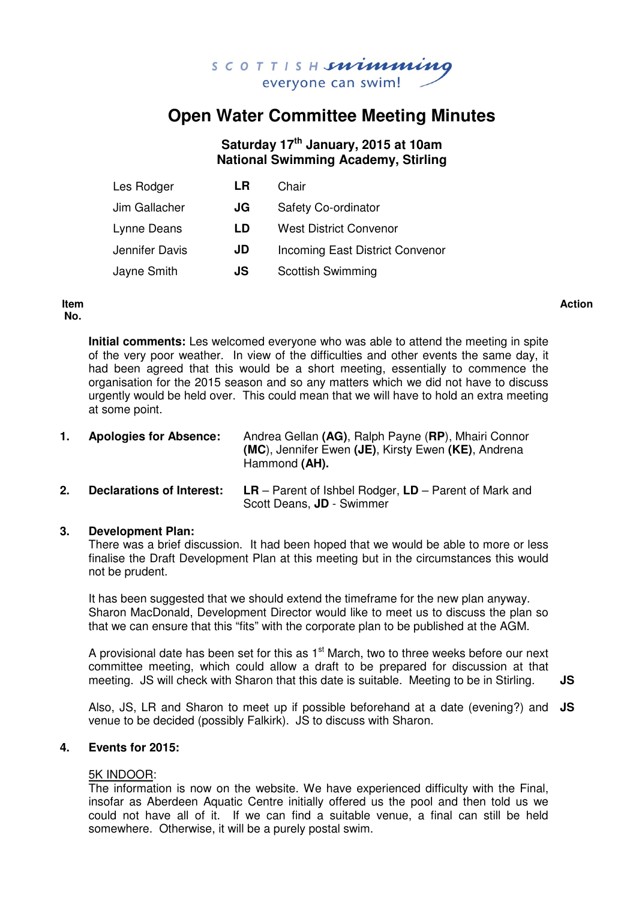SCOTTISH swimming
everyone can swim!

# Open Water Committee Meeting Minutes

### Saturday 17th January, 2015 at 10am
### National Swimming Academy, Stirling

| | | |
|---|---|---|
| Les Rodger | **LR** | Chair |
| Jim Gallacher | **JG** | Safety Co-ordinator |
| Lynne Deans | **LD** | West District Convenor |
| Jennifer Davis | **JD** | Incoming East District Convenor |
| Jayne Smith | **JS** | Scottish Swimming |

**Item No.** | **Action**

**Initial comments:** Les welcomed everyone who was able to attend the meeting in spite of the very poor weather. In view of the difficulties and other events the same day, it had been agreed that this would be a short meeting, essentially to commence the organisation for the 2015 season and so any matters which we did not have to discuss urgently would be held over. This could mean that we will have to hold an extra meeting at some point.

**1. Apologies for Absence:** Andrea Gellan **(AG)**, Ralph Payne (**RP**), Mhairi Connor **(MC)**, Jennifer Ewen **(JE)**, Kirsty Ewen **(KE)**, Andrena Hammond **(AH).**

**2. Declarations of Interest:** **LR** – Parent of Ishbel Rodger, **LD** – Parent of Mark and Scott Deans, **JD** - Swimmer

**3. Development Plan:**

There was a brief discussion. It had been hoped that we would be able to more or less finalise the Draft Development Plan at this meeting but in the circumstances this would not be prudent.

It has been suggested that we should extend the timeframe for the new plan anyway. Sharon MacDonald, Development Director would like to meet us to discuss the plan so that we can ensure that this "fits" with the corporate plan to be published at the AGM.

A provisional date has been set for this as 1st March, two to three weeks before our next committee meeting, which could allow a draft to be prepared for discussion at that meeting. JS will check with Sharon that this date is suitable. Meeting to be in Stirling. **JS**

Also, JS, LR and Sharon to meet up if possible beforehand at a date (evening?) and venue to be decided (possibly Falkirk). JS to discuss with Sharon. **JS**

**4. Events for 2015:**

5K INDOOR:

The information is now on the website. We have experienced difficulty with the Final, insofar as Aberdeen Aquatic Centre initially offered us the pool and then told us we could not have all of it. If we can find a suitable venue, a final can still be held somewhere. Otherwise, it will be a purely postal swim.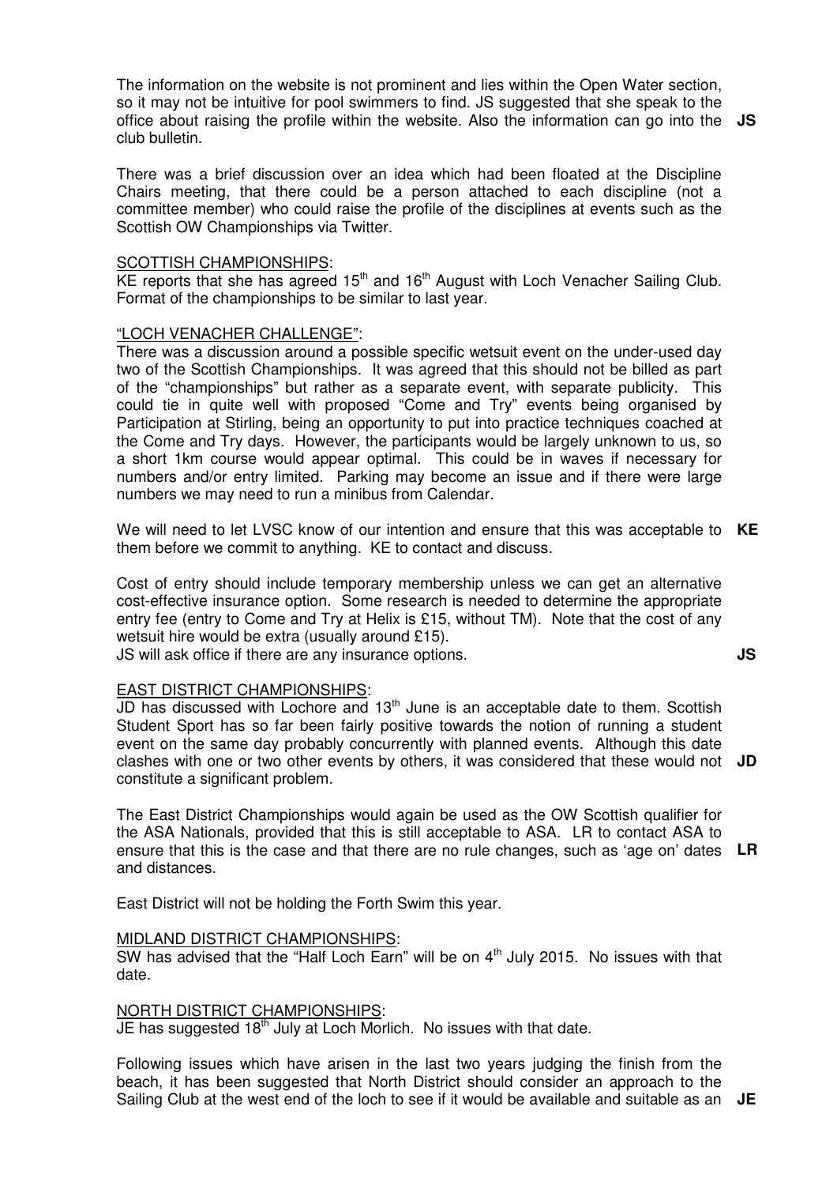The information on the website is not prominent and lies within the Open Water section, so it may not be intuitive for pool swimmers to find. JS suggested that she speak to the office about raising the profile within the website. Also the information can go into the club bulletin. **JS**

There was a brief discussion over an idea which had been floated at the Discipline Chairs meeting, that there could be a person attached to each discipline (not a committee member) who could raise the profile of the disciplines at events such as the Scottish OW Championships via Twitter.

<u>SCOTTISH CHAMPIONSHIPS</u>:
KE reports that she has agreed 15th and 16th August with Loch Venacher Sailing Club. Format of the championships to be similar to last year.

<u>"LOCH VENACHER CHALLENGE"</u>:
There was a discussion around a possible specific wetsuit event on the under-used day two of the Scottish Championships. It was agreed that this should not be billed as part of the "championships" but rather as a separate event, with separate publicity. This could tie in quite well with proposed "Come and Try" events being organised by Participation at Stirling, being an opportunity to put into practice techniques coached at the Come and Try days. However, the participants would be largely unknown to us, so a short 1km course would appear optimal. This could be in waves if necessary for numbers and/or entry limited. Parking may become an issue and if there were large numbers we may need to run a minibus from Calendar.

We will need to let LVSC know of our intention and ensure that this was acceptable to them before we commit to anything. KE to contact and discuss. **KE**

Cost of entry should include temporary membership unless we can get an alternative cost-effective insurance option. Some research is needed to determine the appropriate entry fee (entry to Come and Try at Helix is £15, without TM). Note that the cost of any wetsuit hire would be extra (usually around £15).
JS will ask office if there are any insurance options. **JS**

<u>EAST DISTRICT CHAMPIONSHIPS</u>:
JD has discussed with Lochore and 13th June is an acceptable date to them. Scottish Student Sport has so far been fairly positive towards the notion of running a student event on the same day probably concurrently with planned events. Although this date clashes with one or two other events by others, it was considered that these would not constitute a significant problem. **JD**

The East District Championships would again be used as the OW Scottish qualifier for the ASA Nationals, provided that this is still acceptable to ASA. LR to contact ASA to ensure that this is the case and that there are no rule changes, such as 'age on' dates and distances. **LR**

East District will not be holding the Forth Swim this year.

<u>MIDLAND DISTRICT CHAMPIONSHIPS</u>:
SW has advised that the "Half Loch Earn" will be on 4th July 2015. No issues with that date.

<u>NORTH DISTRICT CHAMPIONSHIPS</u>:
JE has suggested 18th July at Loch Morlich. No issues with that date.

Following issues which have arisen in the last two years judging the finish from the beach, it has been suggested that North District should consider an approach to the Sailing Club at the west end of the loch to see if it would be available and suitable as an **JE**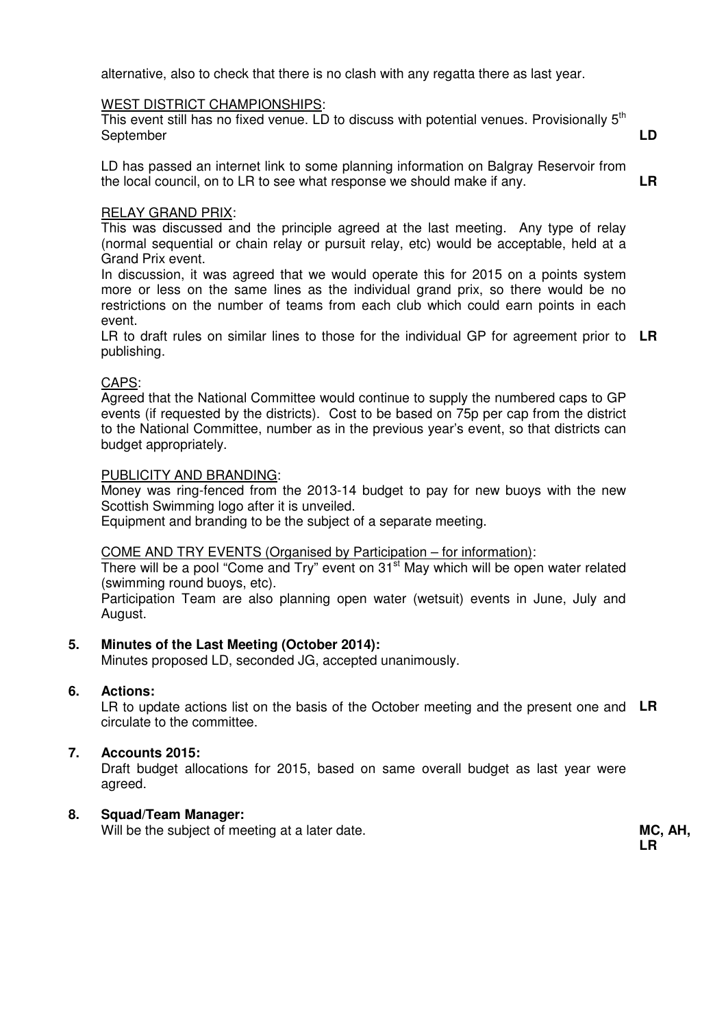alternative, also to check that there is no clash with any regatta there as last year.

WEST DISTRICT CHAMPIONSHIPS:
This event still has no fixed venue. LD to discuss with potential venues. Provisionally 5th September **LD**

LD has passed an internet link to some planning information on Balgray Reservoir from the local council, on to LR to see what response we should make if any. **LR**

RELAY GRAND PRIX:
This was discussed and the principle agreed at the last meeting. Any type of relay (normal sequential or chain relay or pursuit relay, etc) would be acceptable, held at a Grand Prix event.
In discussion, it was agreed that we would operate this for 2015 on a points system more or less on the same lines as the individual grand prix, so there would be no restrictions on the number of teams from each club which could earn points in each event.
LR to draft rules on similar lines to those for the individual GP for agreement prior to publishing. **LR**

CAPS:
Agreed that the National Committee would continue to supply the numbered caps to GP events (if requested by the districts). Cost to be based on 75p per cap from the district to the National Committee, number as in the previous year's event, so that districts can budget appropriately.

PUBLICITY AND BRANDING:
Money was ring-fenced from the 2013-14 budget to pay for new buoys with the new Scottish Swimming logo after it is unveiled.
Equipment and branding to be the subject of a separate meeting.

COME AND TRY EVENTS (Organised by Participation – for information):
There will be a pool "Come and Try" event on 31st May which will be open water related (swimming round buoys, etc).
Participation Team are also planning open water (wetsuit) events in June, July and August.

**5. Minutes of the Last Meeting (October 2014):**
Minutes proposed LD, seconded JG, accepted unanimously.

**6. Actions:**
LR to update actions list on the basis of the October meeting and the present one and circulate to the committee. **LR**

**7. Accounts 2015:**
Draft budget allocations for 2015, based on same overall budget as last year were agreed.

**8. Squad/Team Manager:**
Will be the subject of meeting at a later date. **MC, AH, LR**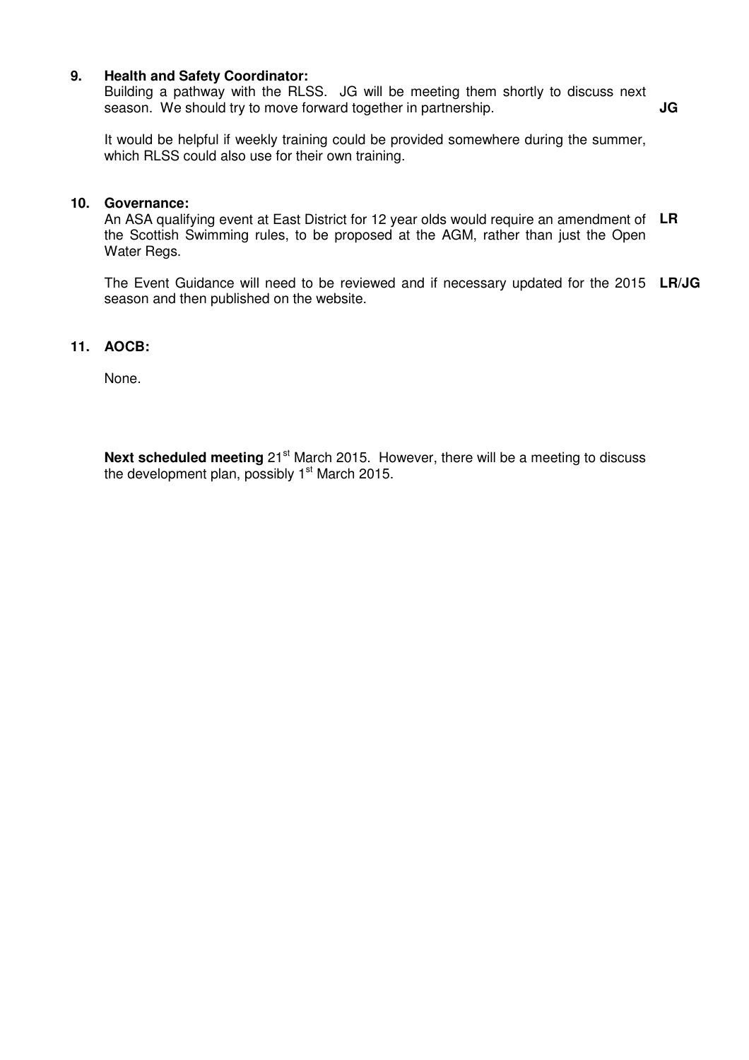**9. Health and Safety Coordinator:**

Building a pathway with the RLSS. JG will be meeting them shortly to discuss next season. We should try to move forward together in partnership. **JG**

It would be helpful if weekly training could be provided somewhere during the summer, which RLSS could also use for their own training.

**10. Governance:**

An ASA qualifying event at East District for 12 year olds would require an amendment of the Scottish Swimming rules, to be proposed at the AGM, rather than just the Open Water Regs. **LR**

The Event Guidance will need to be reviewed and if necessary updated for the 2015 season and then published on the website. **LR/JG**

**11. AOCB:**

None.

**Next scheduled meeting** 21st March 2015. However, there will be a meeting to discuss the development plan, possibly 1st March 2015.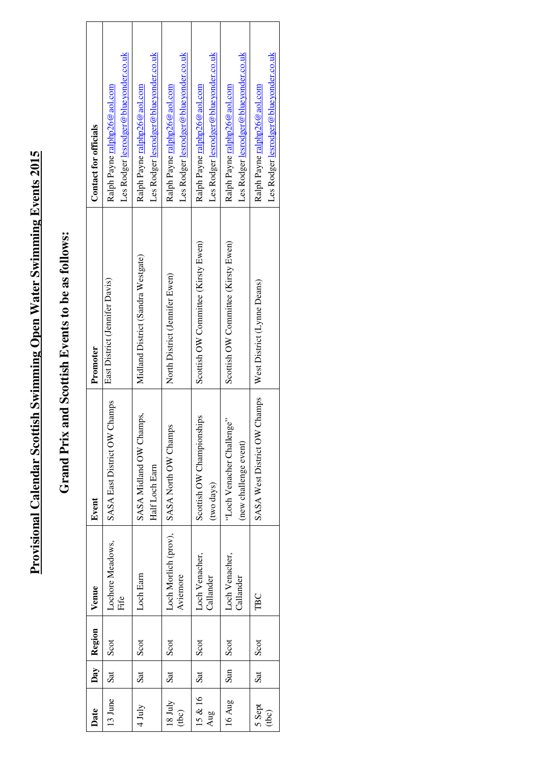# Provisional Calendar Scottish Swimming Open Water Swimming Events 2015

## Grand Prix and Scottish Events to be as follows:

| Date | Day | Region | Venue | Event | Promoter | Contact for officials |
|---|---|---|---|---|---|---|
| 13 June | Sat | Scot | Lochore Meadows, Fife | SASA East District OW Champs | East District (Jennifer Davis) | Ralph Payne ralphp26@aol.com<br>Les Rodger lesrodger@blueyonder.co.uk |
| 4 July | Sat | Scot | Loch Earn | SASA Midland OW Champs, Half Loch Earn | Midland District (Sandra Westgate) | Ralph Payne ralphp26@aol.com<br>Les Rodger lesrodger@blueyonder.co.uk |
| 18 July (tbc) | Sat | Scot | Loch Morlich (prov), Aviemore | SASA North OW Champs | North District (Jennifer Ewen) | Ralph Payne ralphp26@aol.com<br>Les Rodger lesrodger@blueyonder.co.uk |
| 15 & 16 Aug | Sat | Scot | Loch Venacher, Callander | Scottish OW Championships (two days) | Scottish OW Committee (Kirsty Ewen) | Ralph Payne ralphp26@aol.com<br>Les Rodger lesrodger@blueyonder.co.uk |
| 16 Aug | Sun | Scot | Loch Venacher, Callander | "Loch Venacher Challenge" (new challenge event) | Scottish OW Committee (Kirsty Ewen) | Ralph Payne ralphp26@aol.com<br>Les Rodger lesrodger@blueyonder.co.uk |
| 5 Sept (tbc) | Sat | Scot | TBC | SASA West District OW Champs | West District (Lynne Deans) | Ralph Payne ralphp26@aol.com<br>Les Rodger lesrodger@blueyonder.co.uk |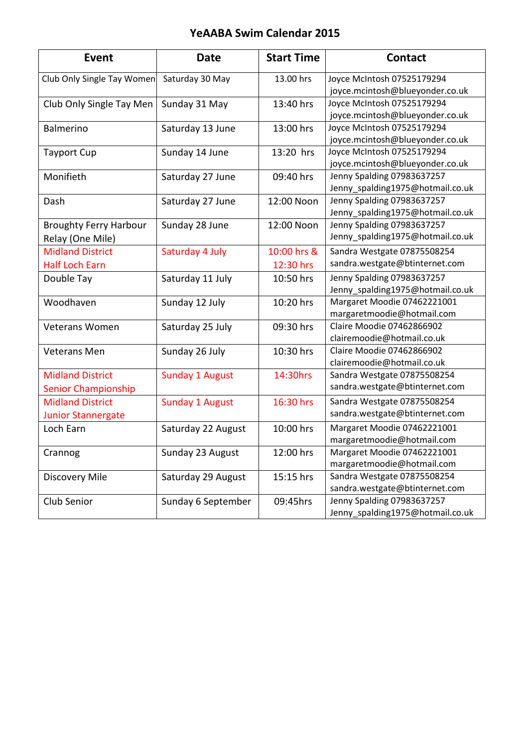# YeAABA Swim Calendar 2015

| Event | Date | Start Time | Contact |
| --- | --- | --- | --- |
| Club Only Single Tay Women | Saturday 30 May | 13.00 hrs | Joyce McIntosh 07525179294 joyce.mcintosh@blueyonder.co.uk |
| Club Only Single Tay Men | Sunday 31 May | 13:40 hrs | Joyce McIntosh 07525179294 joyce.mcintosh@blueyonder.co.uk |
| Balmerino | Saturday 13 June | 13:00 hrs | Joyce McIntosh 07525179294 joyce.mcintosh@blueyonder.co.uk |
| Tayport Cup | Sunday 14 June | 13:20 hrs | Joyce McIntosh 07525179294 joyce.mcintosh@blueyonder.co.uk |
| Monifieth | Saturday 27 June | 09:40 hrs | Jenny Spalding 07983637257 Jenny_spalding1975@hotmail.co.uk |
| Dash | Saturday 27 June | 12:00 Noon | Jenny Spalding 07983637257 Jenny_spalding1975@hotmail.co.uk |
| Broughty Ferry Harbour Relay (One Mile) | Sunday 28 June | 12:00 Noon | Jenny Spalding 07983637257 Jenny_spalding1975@hotmail.co.uk |
| Midland District Half Loch Earn | Saturday 4 July | 10:00 hrs & 12:30 hrs | Sandra Westgate 07875508254 sandra.westgate@btinternet.com |
| Double Tay | Saturday 11 July | 10:50 hrs | Jenny Spalding 07983637257 Jenny_spalding1975@hotmail.co.uk |
| Woodhaven | Sunday 12 July | 10:20 hrs | Margaret Moodie 07462221001 margaretmoodie@hotmail.com |
| Veterans Women | Saturday 25 July | 09:30 hrs | Claire Moodie 07462866902 clairemoodie@hotmail.co.uk |
| Veterans Men | Sunday 26 July | 10:30 hrs | Claire Moodie 07462866902 clairemoodie@hotmail.co.uk |
| Midland District Senior Championship | Sunday 1 August | 14:30hrs | Sandra Westgate 07875508254 sandra.westgate@btinternet.com |
| Midland District Junior Stannergate | Sunday 1 August | 16:30 hrs | Sandra Westgate 07875508254 sandra.westgate@btinternet.com |
| Loch Earn | Saturday 22 August | 10:00 hrs | Margaret Moodie 07462221001 margaretmoodie@hotmail.com |
| Crannog | Sunday 23 August | 12:00 hrs | Margaret Moodie 07462221001 margaretmoodie@hotmail.com |
| Discovery Mile | Saturday 29 August | 15:15 hrs | Sandra Westgate 07875508254 sandra.westgate@btinternet.com |
| Club Senior | Sunday 6 September | 09:45hrs | Jenny Spalding 07983637257 Jenny_spalding1975@hotmail.co.uk |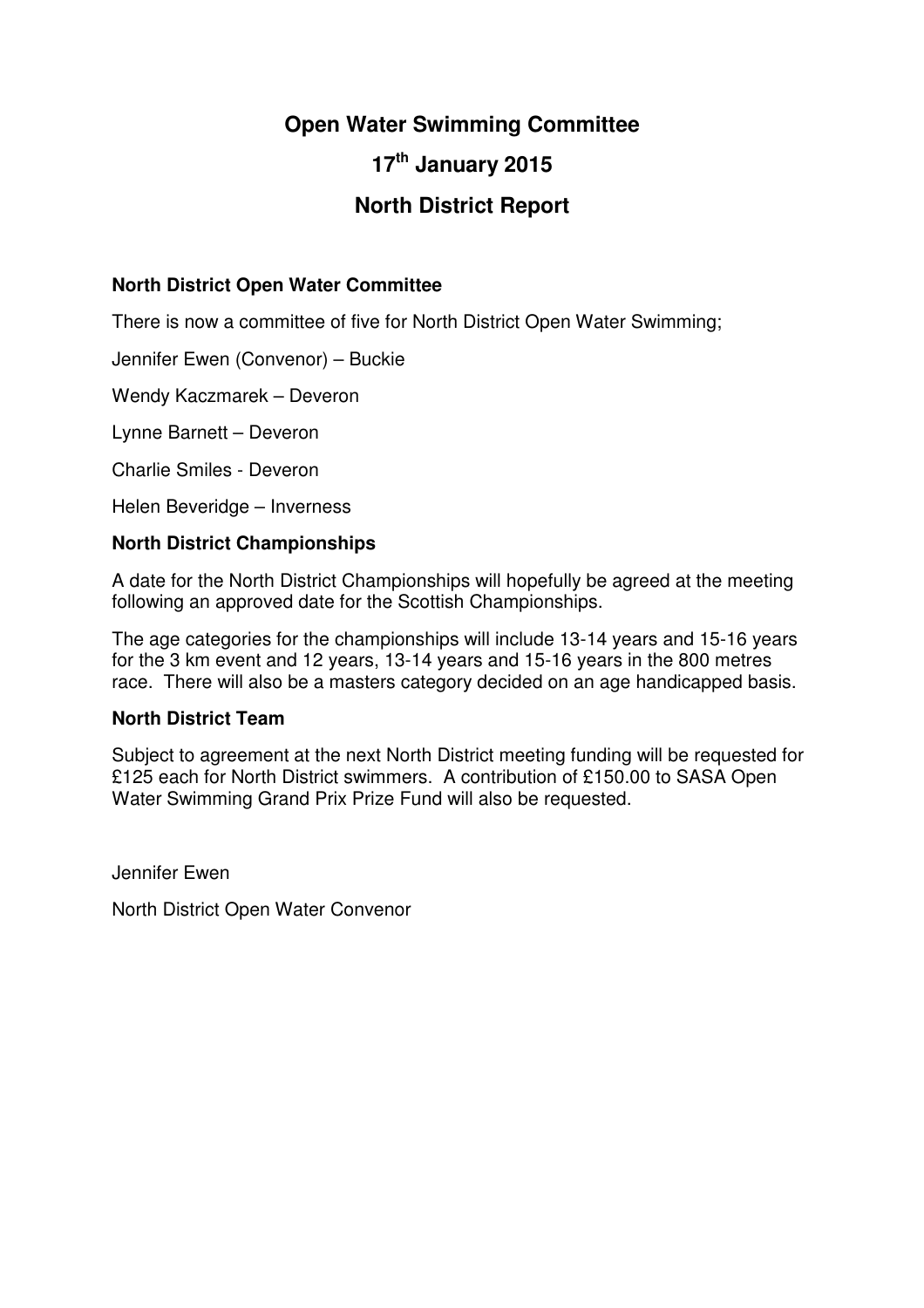# Open Water Swimming Committee

# 17th January 2015

# North District Report

### North District Open Water Committee

There is now a committee of five for North District Open Water Swimming;

Jennifer Ewen (Convenor) – Buckie

Wendy Kaczmarek – Deveron

Lynne Barnett – Deveron

Charlie Smiles - Deveron

Helen Beveridge – Inverness

### North District Championships

A date for the North District Championships will hopefully be agreed at the meeting following an approved date for the Scottish Championships.

The age categories for the championships will include 13-14 years and 15-16 years for the 3 km event and 12 years, 13-14 years and 15-16 years in the 800 metres race. There will also be a masters category decided on an age handicapped basis.

### North District Team

Subject to agreement at the next North District meeting funding will be requested for £125 each for North District swimmers. A contribution of £150.00 to SASA Open Water Swimming Grand Prix Prize Fund will also be requested.

Jennifer Ewen

North District Open Water Convenor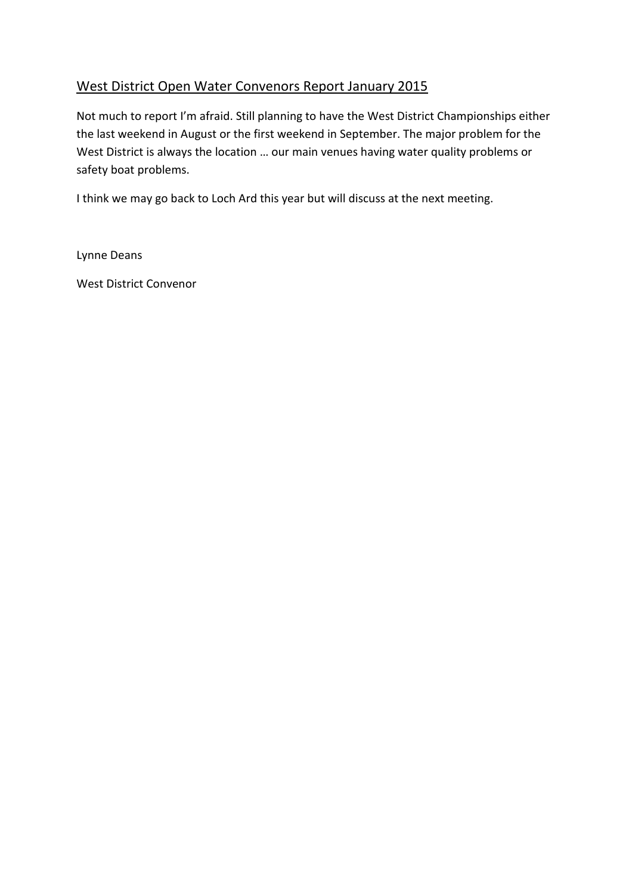## West District Open Water Convenors Report January 2015

Not much to report I'm afraid. Still planning to have the West District Championships either the last weekend in August or the first weekend in September. The major problem for the West District is always the location … our main venues having water quality problems or safety boat problems.

I think we may go back to Loch Ard this year but will discuss at the next meeting.

Lynne Deans

West District Convenor